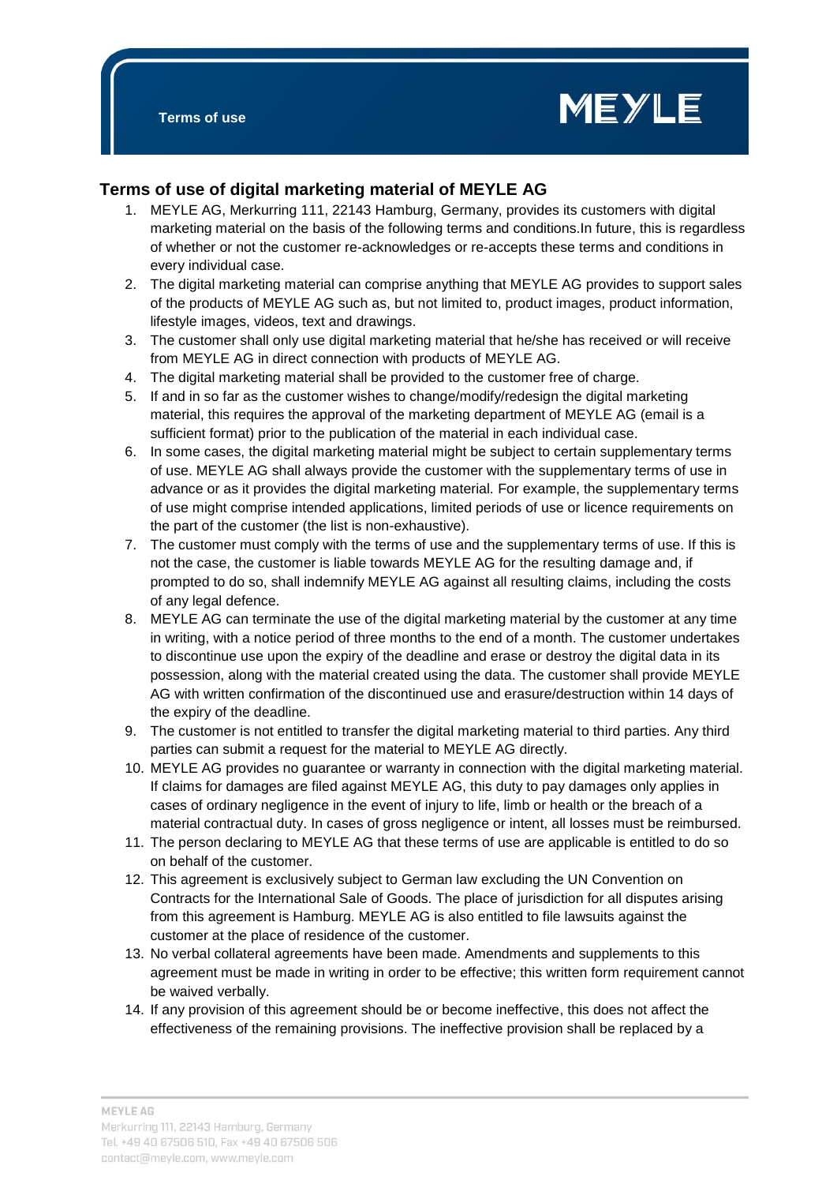## Terms of use of digital marketing material of MEYLE AG

1. MEYLE AG, Merkurring 111, 22143 Hamburg, Germany, provides its customers with digital marketing material on the basis of the following terms and conditions.In future, this is regardless of whether or not the customer re-acknowledges or re-accepts these terms and conditions in every individual case.
2. The digital marketing material can comprise anything that MEYLE AG provides to support sales of the products of MEYLE AG such as, but not limited to, product images, product information, lifestyle images, videos, text and drawings.
3. The customer shall only use digital marketing material that he/she has received or will receive from MEYLE AG in direct connection with products of MEYLE AG.
4. The digital marketing material shall be provided to the customer free of charge.
5. If and in so far as the customer wishes to change/modify/redesign the digital marketing material, this requires the approval of the marketing department of MEYLE AG (email is a sufficient format) prior to the publication of the material in each individual case.
6. In some cases, the digital marketing material might be subject to certain supplementary terms of use. MEYLE AG shall always provide the customer with the supplementary terms of use in advance or as it provides the digital marketing material. For example, the supplementary terms of use might comprise intended applications, limited periods of use or licence requirements on the part of the customer (the list is non-exhaustive).
7. The customer must comply with the terms of use and the supplementary terms of use. If this is not the case, the customer is liable towards MEYLE AG for the resulting damage and, if prompted to do so, shall indemnify MEYLE AG against all resulting claims, including the costs of any legal defence.
8. MEYLE AG can terminate the use of the digital marketing material by the customer at any time in writing, with a notice period of three months to the end of a month. The customer undertakes to discontinue use upon the expiry of the deadline and erase or destroy the digital data in its possession, along with the material created using the data. The customer shall provide MEYLE AG with written confirmation of the discontinued use and erasure/destruction within 14 days of the expiry of the deadline.
9. The customer is not entitled to transfer the digital marketing material to third parties. Any third parties can submit a request for the material to MEYLE AG directly.
10. MEYLE AG provides no guarantee or warranty in connection with the digital marketing material. If claims for damages are filed against MEYLE AG, this duty to pay damages only applies in cases of ordinary negligence in the event of injury to life, limb or health or the breach of a material contractual duty. In cases of gross negligence or intent, all losses must be reimbursed.
11. The person declaring to MEYLE AG that these terms of use are applicable is entitled to do so on behalf of the customer.
12. This agreement is exclusively subject to German law excluding the UN Convention on Contracts for the International Sale of Goods. The place of jurisdiction for all disputes arising from this agreement is Hamburg. MEYLE AG is also entitled to file lawsuits against the customer at the place of residence of the customer.
13. No verbal collateral agreements have been made. Amendments and supplements to this agreement must be made in writing in order to be effective; this written form requirement cannot be waived verbally.
14. If any provision of this agreement should be or become ineffective, this does not affect the effectiveness of the remaining provisions. The ineffective provision shall be replaced by a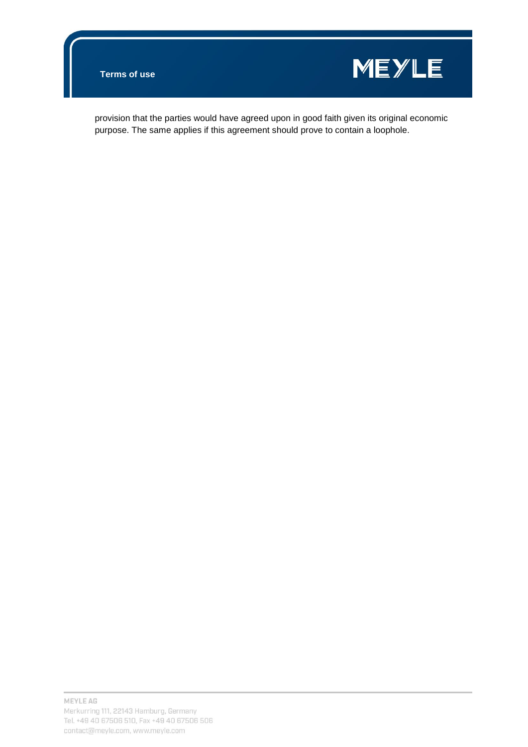provision that the parties would have agreed upon in good faith given its original economic purpose. The same applies if this agreement should prove to contain a loophole.